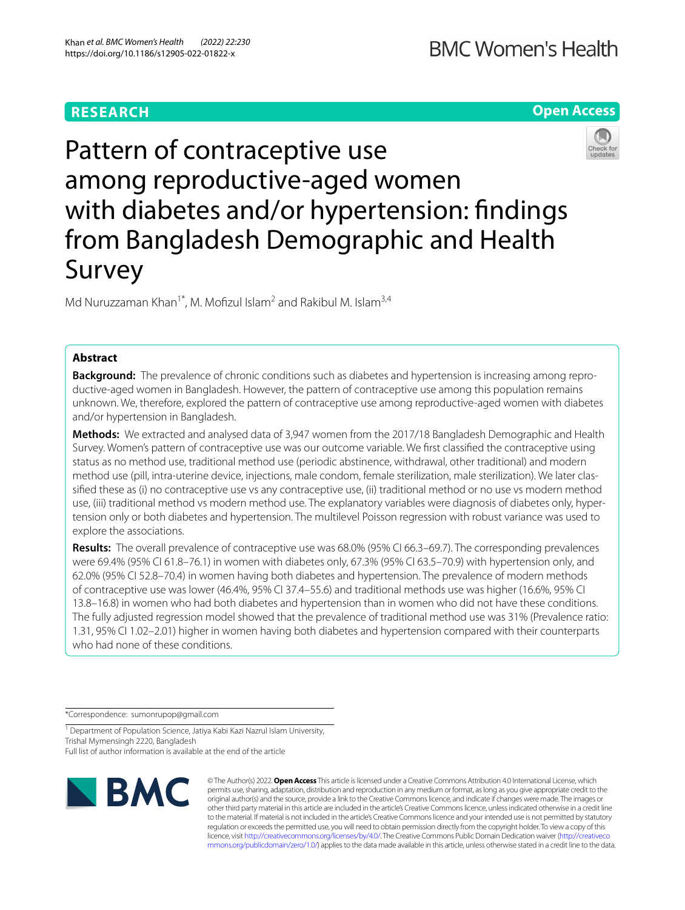RESEARCH

Open Access

# Pattern of contraceptive use among reproductive-aged women with diabetes and/or hypertension: findings from Bangladesh Demographic and Health Survey

Md Nuruzzaman Khan[1*], M. Mofizul Islam[2] and Rakibul M. Islam[3,4]

## Abstract

**Background:** The prevalence of chronic conditions such as diabetes and hypertension is increasing among reproductive-aged women in Bangladesh. However, the pattern of contraceptive use among this population remains unknown. We, therefore, explored the pattern of contraceptive use among reproductive-aged women with diabetes and/or hypertension in Bangladesh.

**Methods:** We extracted and analysed data of 3,947 women from the 2017/18 Bangladesh Demographic and Health Survey. Women's pattern of contraceptive use was our outcome variable. We first classified the contraceptive using status as no method use, traditional method use (periodic abstinence, withdrawal, other traditional) and modern method use (pill, intra-uterine device, injections, male condom, female sterilization, male sterilization). We later classified these as (i) no contraceptive use vs any contraceptive use, (ii) traditional method or no use vs modern method use, (iii) traditional method vs modern method use. The explanatory variables were diagnosis of diabetes only, hypertension only or both diabetes and hypertension. The multilevel Poisson regression with robust variance was used to explore the associations.

**Results:** The overall prevalence of contraceptive use was 68.0% (95% CI 66.3–69.7). The corresponding prevalences were 69.4% (95% CI 61.8–76.1) in women with diabetes only, 67.3% (95% CI 63.5–70.9) with hypertension only, and 62.0% (95% CI 52.8–70.4) in women having both diabetes and hypertension. The prevalence of modern methods of contraceptive use was lower (46.4%, 95% CI 37.4–55.6) and traditional methods use was higher (16.6%, 95% CI 13.8–16.8) in women who had both diabetes and hypertension than in women who did not have these conditions. The fully adjusted regression model showed that the prevalence of traditional method use was 31% (Prevalence ratio: 1.31, 95% CI 1.02–2.01) higher in women having both diabetes and hypertension compared with their counterparts who had none of these conditions.

*Correspondence: sumonrupop@gmail.com

[1] Department of Population Science, Jatiya Kabi Kazi Nazrul Islam University, Trishal Mymensingh 2220, Bangladesh

Full list of author information is available at the end of the article

© The Author(s) 2022. **Open Access** This article is licensed under a Creative Commons Attribution 4.0 International License, which permits use, sharing, adaptation, distribution and reproduction in any medium or format, as long as you give appropriate credit to the original author(s) and the source, provide a link to the Creative Commons licence, and indicate if changes were made. The images or other third party material in this article are included in the article's Creative Commons licence, unless indicated otherwise in a credit line to the material. If material is not included in the article's Creative Commons licence and your intended use is not permitted by statutory regulation or exceeds the permitted use, you will need to obtain permission directly from the copyright holder. To view a copy of this licence, visit http://creativecommons.org/licenses/by/4.0/. The Creative Commons Public Domain Dedication waiver (http://creativecommons.org/publicdomain/zero/1.0/) applies to the data made available in this article, unless otherwise stated in a credit line to the data.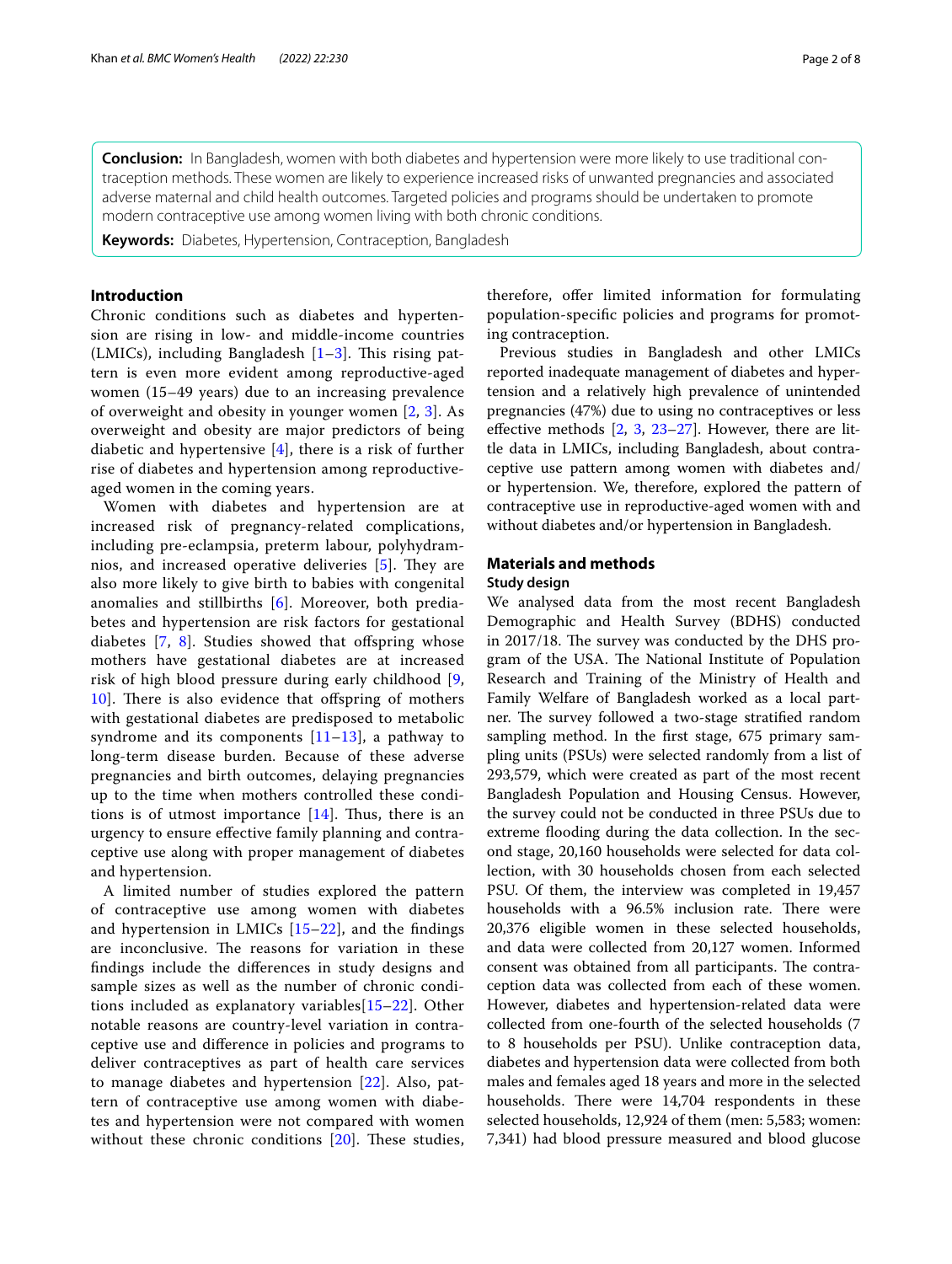**Conclusion:** In Bangladesh, women with both diabetes and hypertension were more likely to use traditional contraception methods. These women are likely to experience increased risks of unwanted pregnancies and associated adverse maternal and child health outcomes. Targeted policies and programs should be undertaken to promote modern contraceptive use among women living with both chronic conditions.

**Keywords:** Diabetes, Hypertension, Contraception, Bangladesh

## Introduction

Chronic conditions such as diabetes and hypertension are rising in low- and middle-income countries (LMICs), including Bangladesh [1–3]. This rising pattern is even more evident among reproductive-aged women (15–49 years) due to an increasing prevalence of overweight and obesity in younger women [2, 3]. As overweight and obesity are major predictors of being diabetic and hypertensive [4], there is a risk of further rise of diabetes and hypertension among reproductive-aged women in the coming years.

Women with diabetes and hypertension are at increased risk of pregnancy-related complications, including pre-eclampsia, preterm labour, polyhydramnios, and increased operative deliveries [5]. They are also more likely to give birth to babies with congenital anomalies and stillbirths [6]. Moreover, both prediabetes and hypertension are risk factors for gestational diabetes [7, 8]. Studies showed that offspring whose mothers have gestational diabetes are at increased risk of high blood pressure during early childhood [9, 10]. There is also evidence that offspring of mothers with gestational diabetes are predisposed to metabolic syndrome and its components [11–13], a pathway to long-term disease burden. Because of these adverse pregnancies and birth outcomes, delaying pregnancies up to the time when mothers controlled these conditions is of utmost importance [14]. Thus, there is an urgency to ensure effective family planning and contraceptive use along with proper management of diabetes and hypertension.

A limited number of studies explored the pattern of contraceptive use among women with diabetes and hypertension in LMICs [15–22], and the findings are inconclusive. The reasons for variation in these findings include the differences in study designs and sample sizes as well as the number of chronic conditions included as explanatory variables[15–22]. Other notable reasons are country-level variation in contraceptive use and difference in policies and programs to deliver contraceptives as part of health care services to manage diabetes and hypertension [22]. Also, pattern of contraceptive use among women with diabetes and hypertension were not compared with women without these chronic conditions [20]. These studies, therefore, offer limited information for formulating population-specific policies and programs for promoting contraception.

Previous studies in Bangladesh and other LMICs reported inadequate management of diabetes and hypertension and a relatively high prevalence of unintended pregnancies (47%) due to using no contraceptives or less effective methods [2, 3, 23–27]. However, there are little data in LMICs, including Bangladesh, about contraceptive use pattern among women with diabetes and/or hypertension. We, therefore, explored the pattern of contraceptive use in reproductive-aged women with and without diabetes and/or hypertension in Bangladesh.

## Materials and methods

### Study design

We analysed data from the most recent Bangladesh Demographic and Health Survey (BDHS) conducted in 2017/18. The survey was conducted by the DHS program of the USA. The National Institute of Population Research and Training of the Ministry of Health and Family Welfare of Bangladesh worked as a local partner. The survey followed a two-stage stratified random sampling method. In the first stage, 675 primary sampling units (PSUs) were selected randomly from a list of 293,579, which were created as part of the most recent Bangladesh Population and Housing Census. However, the survey could not be conducted in three PSUs due to extreme flooding during the data collection. In the second stage, 20,160 households were selected for data collection, with 30 households chosen from each selected PSU. Of them, the interview was completed in 19,457 households with a 96.5% inclusion rate. There were 20,376 eligible women in these selected households, and data were collected from 20,127 women. Informed consent was obtained from all participants. The contraception data was collected from each of these women. However, diabetes and hypertension-related data were collected from one-fourth of the selected households (7 to 8 households per PSU). Unlike contraception data, diabetes and hypertension data were collected from both males and females aged 18 years and more in the selected households. There were 14,704 respondents in these selected households, 12,924 of them (men: 5,583; women: 7,341) had blood pressure measured and blood glucose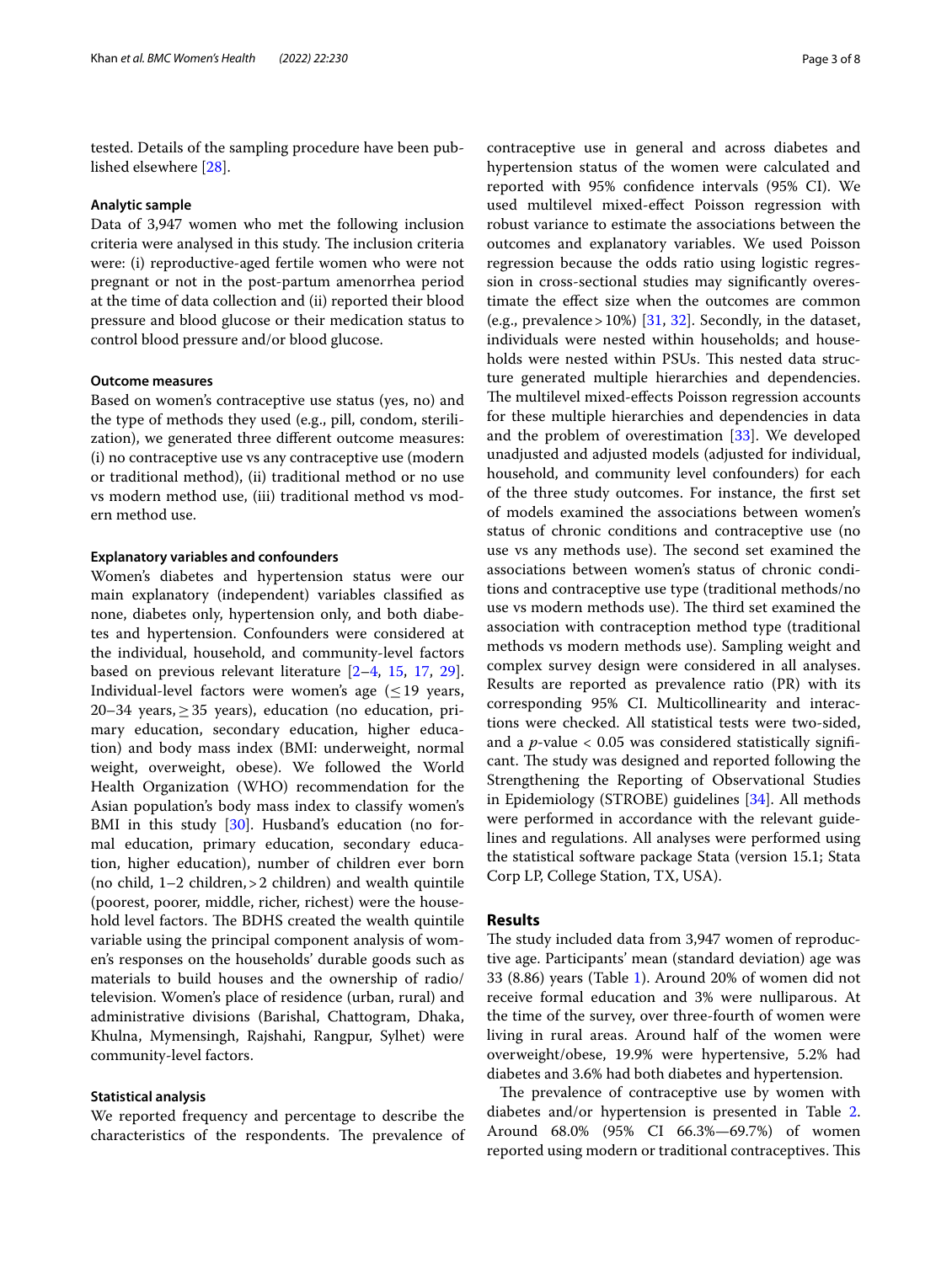tested. Details of the sampling procedure have been published elsewhere [28].

### Analytic sample

Data of 3,947 women who met the following inclusion criteria were analysed in this study. The inclusion criteria were: (i) reproductive-aged fertile women who were not pregnant or not in the post-partum amenorrhea period at the time of data collection and (ii) reported their blood pressure and blood glucose or their medication status to control blood pressure and/or blood glucose.

### Outcome measures

Based on women's contraceptive use status (yes, no) and the type of methods they used (e.g., pill, condom, sterilization), we generated three different outcome measures: (i) no contraceptive use vs any contraceptive use (modern or traditional method), (ii) traditional method or no use vs modern method use, (iii) traditional method vs modern method use.

### Explanatory variables and confounders

Women's diabetes and hypertension status were our main explanatory (independent) variables classified as none, diabetes only, hypertension only, and both diabetes and hypertension. Confounders were considered at the individual, household, and community-level factors based on previous relevant literature [2–4, 15, 17, 29]. Individual-level factors were women's age (≤ 19 years, 20–34 years, ≥ 35 years), education (no education, primary education, secondary education, higher education) and body mass index (BMI: underweight, normal weight, overweight, obese). We followed the World Health Organization (WHO) recommendation for the Asian population's body mass index to classify women's BMI in this study [30]. Husband's education (no formal education, primary education, secondary education, higher education), number of children ever born (no child, 1–2 children, > 2 children) and wealth quintile (poorest, poorer, middle, richer, richest) were the household level factors. The BDHS created the wealth quintile variable using the principal component analysis of women's responses on the households' durable goods such as materials to build houses and the ownership of radio/television. Women's place of residence (urban, rural) and administrative divisions (Barishal, Chattogram, Dhaka, Khulna, Mymensingh, Rajshahi, Rangpur, Sylhet) were community-level factors.

### Statistical analysis

We reported frequency and percentage to describe the characteristics of the respondents. The prevalence of contraceptive use in general and across diabetes and hypertension status of the women were calculated and reported with 95% confidence intervals (95% CI). We used multilevel mixed-effect Poisson regression with robust variance to estimate the associations between the outcomes and explanatory variables. We used Poisson regression because the odds ratio using logistic regression in cross-sectional studies may significantly overestimate the effect size when the outcomes are common (e.g., prevalence > 10%) [31, 32]. Secondly, in the dataset, individuals were nested within households; and households were nested within PSUs. This nested data structure generated multiple hierarchies and dependencies. The multilevel mixed-effects Poisson regression accounts for these multiple hierarchies and dependencies in data and the problem of overestimation [33]. We developed unadjusted and adjusted models (adjusted for individual, household, and community level confounders) for each of the three study outcomes. For instance, the first set of models examined the associations between women's status of chronic conditions and contraceptive use (no use vs any methods use). The second set examined the associations between women's status of chronic conditions and contraceptive use type (traditional methods/no use vs modern methods use). The third set examined the association with contraception method type (traditional methods vs modern methods use). Sampling weight and complex survey design were considered in all analyses. Results are reported as prevalence ratio (PR) with its corresponding 95% CI. Multicollinearity and interactions were checked. All statistical tests were two-sided, and a $p$-value < 0.05 was considered statistically significant. The study was designed and reported following the Strengthening the Reporting of Observational Studies in Epidemiology (STROBE) guidelines [34]. All methods were performed in accordance with the relevant guidelines and regulations. All analyses were performed using the statistical software package Stata (version 15.1; Stata Corp LP, College Station, TX, USA).

## Results

The study included data from 3,947 women of reproductive age. Participants' mean (standard deviation) age was 33 (8.86) years (Table 1). Around 20% of women did not receive formal education and 3% were nulliparous. At the time of the survey, over three-fourth of women were living in rural areas. Around half of the women were overweight/obese, 19.9% were hypertensive, 5.2% had diabetes and 3.6% had both diabetes and hypertension.

The prevalence of contraceptive use by women with diabetes and/or hypertension is presented in Table 2. Around 68.0% (95% CI 66.3%—69.7%) of women reported using modern or traditional contraceptives. This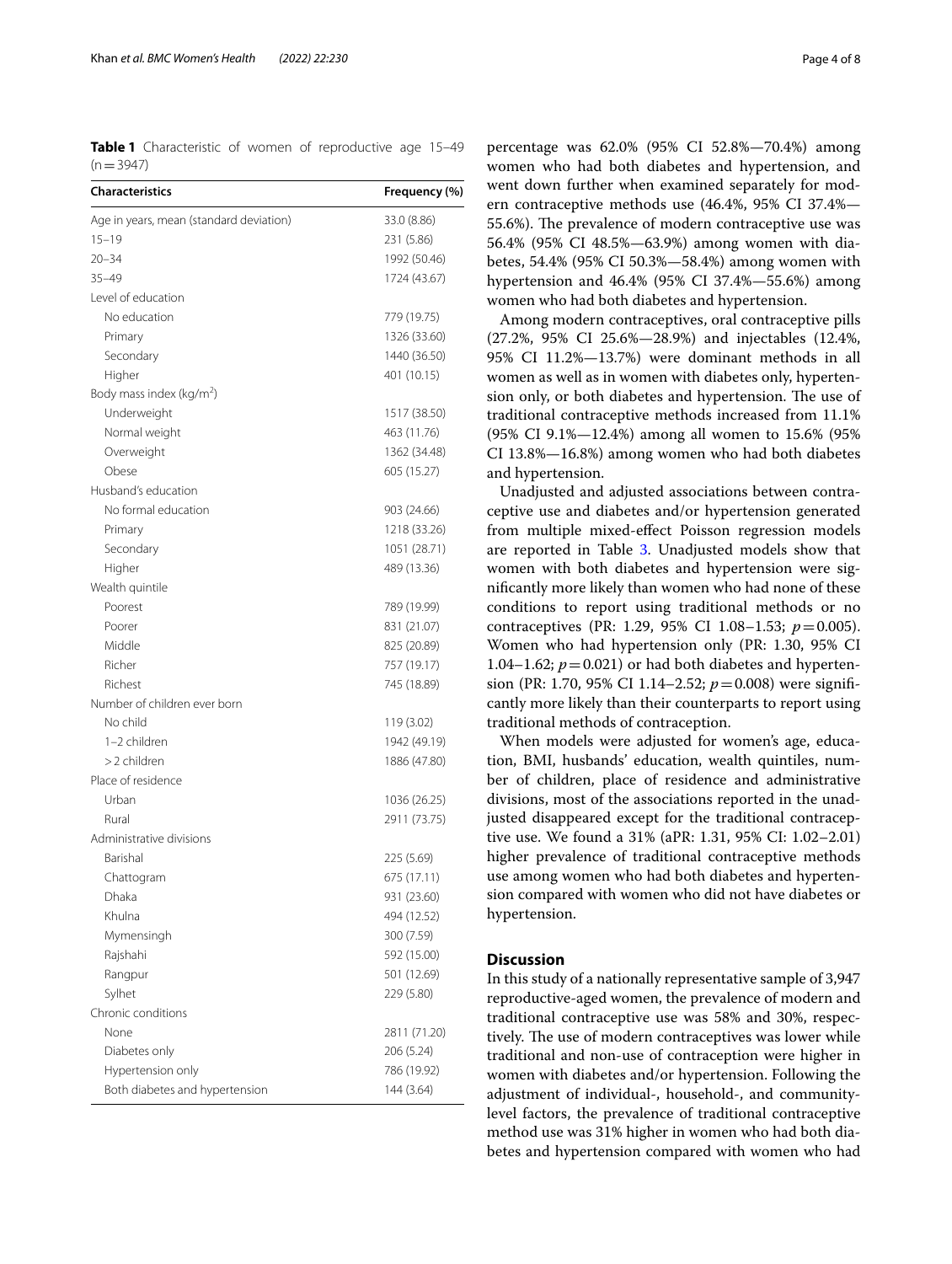**Table 1** Characteristic of women of reproductive age 15–49 (n = 3947)

| Characteristics | Frequency (%) |
|---|---|
| Age in years, mean (standard deviation) | 33.0 (8.86) |
| 15–19 | 231 (5.86) |
| 20–34 | 1992 (50.46) |
| 35–49 | 1724 (43.67) |
| Level of education | |
| No education | 779 (19.75) |
| Primary | 1326 (33.60) |
| Secondary | 1440 (36.50) |
| Higher | 401 (10.15) |
| Body mass index (kg/m$^2$) | |
| Underweight | 1517 (38.50) |
| Normal weight | 463 (11.76) |
| Overweight | 1362 (34.48) |
| Obese | 605 (15.27) |
| Husband's education | |
| No formal education | 903 (24.66) |
| Primary | 1218 (33.26) |
| Secondary | 1051 (28.71) |
| Higher | 489 (13.36) |
| Wealth quintile | |
| Poorest | 789 (19.99) |
| Poorer | 831 (21.07) |
| Middle | 825 (20.89) |
| Richer | 757 (19.17) |
| Richest | 745 (18.89) |
| Number of children ever born | |
| No child | 119 (3.02) |
| 1–2 children | 1942 (49.19) |
| > 2 children | 1886 (47.80) |
| Place of residence | |
| Urban | 1036 (26.25) |
| Rural | 2911 (73.75) |
| Administrative divisions | |
| Barishal | 225 (5.69) |
| Chattogram | 675 (17.11) |
| Dhaka | 931 (23.60) |
| Khulna | 494 (12.52) |
| Mymensingh | 300 (7.59) |
| Rajshahi | 592 (15.00) |
| Rangpur | 501 (12.69) |
| Sylhet | 229 (5.80) |
| Chronic conditions | |
| None | 2811 (71.20) |
| Diabetes only | 206 (5.24) |
| Hypertension only | 786 (19.92) |
| Both diabetes and hypertension | 144 (3.64) |

percentage was 62.0% (95% CI 52.8%—70.4%) among women who had both diabetes and hypertension, and went down further when examined separately for modern contraceptive methods use (46.4%, 95% CI 37.4%—55.6%). The prevalence of modern contraceptive use was 56.4% (95% CI 48.5%—63.9%) among women with diabetes, 54.4% (95% CI 50.3%—58.4%) among women with hypertension and 46.4% (95% CI 37.4%—55.6%) among women who had both diabetes and hypertension.

Among modern contraceptives, oral contraceptive pills (27.2%, 95% CI 25.6%—28.9%) and injectables (12.4%, 95% CI 11.2%—13.7%) were dominant methods in all women as well as in women with diabetes only, hypertension only, or both diabetes and hypertension. The use of traditional contraceptive methods increased from 11.1% (95% CI 9.1%—12.4%) among all women to 15.6% (95% CI 13.8%—16.8%) among women who had both diabetes and hypertension.

Unadjusted and adjusted associations between contraceptive use and diabetes and/or hypertension generated from multiple mixed-effect Poisson regression models are reported in Table 3. Unadjusted models show that women with both diabetes and hypertension were significantly more likely than women who had none of these conditions to report using traditional methods or no contraceptives (PR: 1.29, 95% CI 1.08–1.53; $p = 0.005$). Women who had hypertension only (PR: 1.30, 95% CI 1.04–1.62; $p = 0.021$) or had both diabetes and hypertension (PR: 1.70, 95% CI 1.14–2.52; $p = 0.008$) were significantly more likely than their counterparts to report using traditional methods of contraception.

When models were adjusted for women's age, education, BMI, husbands' education, wealth quintiles, number of children, place of residence and administrative divisions, most of the associations reported in the unadjusted disappeared except for the traditional contraceptive use. We found a 31% (aPR: 1.31, 95% CI: 1.02–2.01) higher prevalence of traditional contraceptive methods use among women who had both diabetes and hypertension compared with women who did not have diabetes or hypertension.

## Discussion

In this study of a nationally representative sample of 3,947 reproductive-aged women, the prevalence of modern and traditional contraceptive use was 58% and 30%, respectively. The use of modern contraceptives was lower while traditional and non-use of contraception were higher in women with diabetes and/or hypertension. Following the adjustment of individual-, household-, and community-level factors, the prevalence of traditional contraceptive method use was 31% higher in women who had both diabetes and hypertension compared with women who had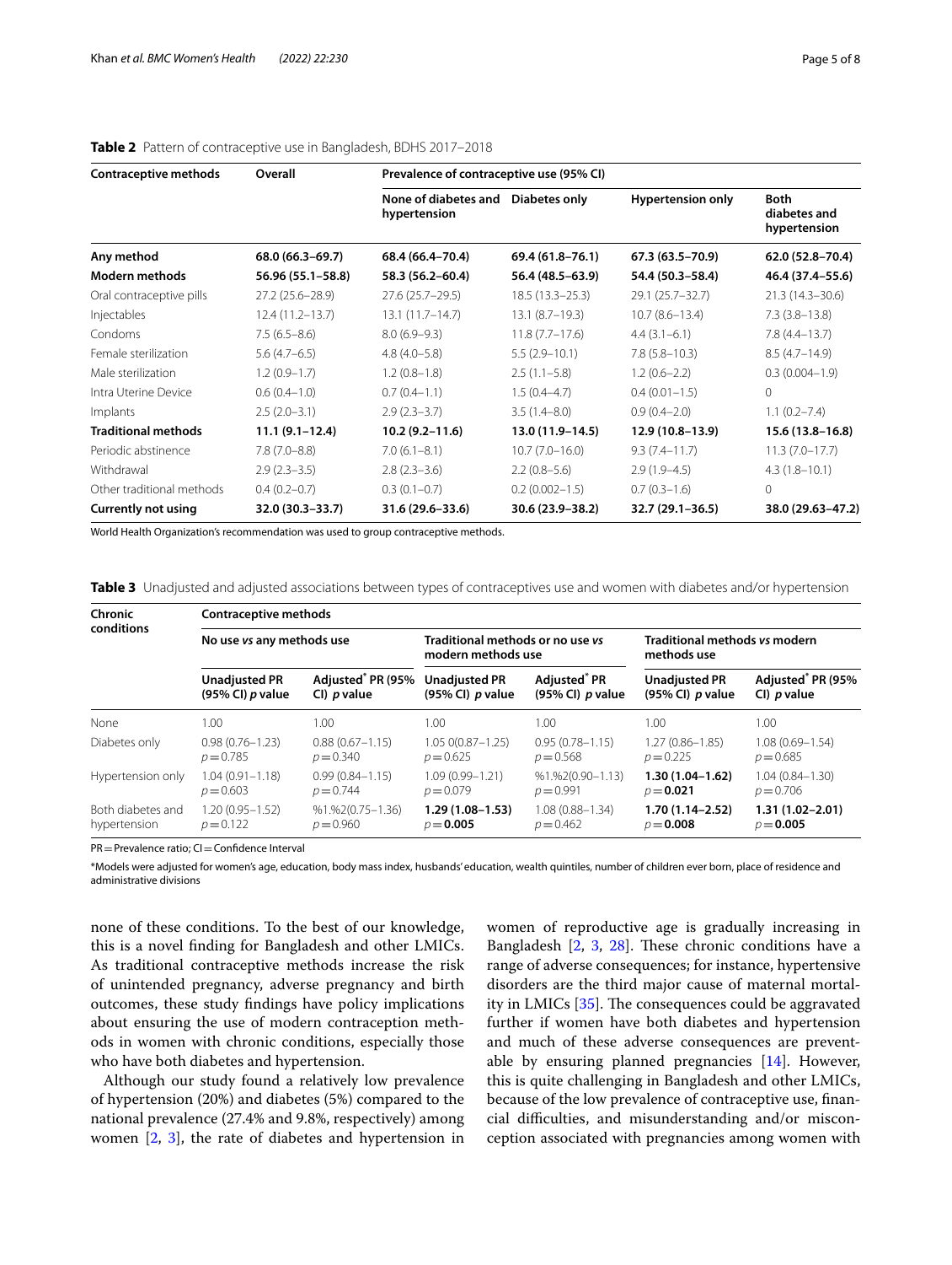**Table 2** Pattern of contraceptive use in Bangladesh, BDHS 2017–2018

| Contraceptive methods | Overall | Prevalence of contraceptive use (95% CI) | | | |
|---|---|---|---|---|---|
| | | None of diabetes and hypertension | Diabetes only | Hypertension only | Both diabetes and hypertension |
| **Any method** | **68.0 (66.3–69.7)** | **68.4 (66.4–70.4)** | **69.4 (61.8–76.1)** | **67.3 (63.5–70.9)** | **62.0 (52.8–70.4)** |
| **Modern methods** | **56.96 (55.1–58.8)** | **58.3 (56.2–60.4)** | **56.4 (48.5–63.9)** | **54.4 (50.3–58.4)** | **46.4 (37.4–55.6)** |
| Oral contraceptive pills | 27.2 (25.6–28.9) | 27.6 (25.7–29.5) | 18.5 (13.3–25.3) | 29.1 (25.7–32.7) | 21.3 (14.3–30.6) |
| Injectables | 12.4 (11.2–13.7) | 13.1 (11.7–14.7) | 13.1 (8.7–19.3) | 10.7 (8.6–13.4) | 7.3 (3.8–13.8) |
| Condoms | 7.5 (6.5–8.6) | 8.0 (6.9–9.3) | 11.8 (7.7–17.6) | 4.4 (3.1–6.1) | 7.8 (4.4–13.7) |
| Female sterilization | 5.6 (4.7–6.5) | 4.8 (4.0–5.8) | 5.5 (2.9–10.1) | 7.8 (5.8–10.3) | 8.5 (4.7–14.9) |
| Male sterilization | 1.2 (0.9–1.7) | 1.2 (0.8–1.8) | 2.5 (1.1–5.8) | 1.2 (0.6–2.2) | 0.3 (0.004–1.9) |
| Intra Uterine Device | 0.6 (0.4–1.0) | 0.7 (0.4–1.1) | 1.5 (0.4–4.7) | 0.4 (0.01–1.5) | 0 |
| Implants | 2.5 (2.0–3.1) | 2.9 (2.3–3.7) | 3.5 (1.4–8.0) | 0.9 (0.4–2.0) | 1.1 (0.2–7.4) |
| **Traditional methods** | **11.1 (9.1–12.4)** | **10.2 (9.2–11.6)** | **13.0 (11.9–14.5)** | **12.9 (10.8–13.9)** | **15.6 (13.8–16.8)** |
| Periodic abstinence | 7.8 (7.0–8.8) | 7.0 (6.1–8.1) | 10.7 (7.0–16.0) | 9.3 (7.4–11.7) | 11.3 (7.0–17.7) |
| Withdrawal | 2.9 (2.3–3.5) | 2.8 (2.3–3.6) | 2.2 (0.8–5.6) | 2.9 (1.9–4.5) | 4.3 (1.8–10.1) |
| Other traditional methods | 0.4 (0.2–0.7) | 0.3 (0.1–0.7) | 0.2 (0.002–1.5) | 0.7 (0.3–1.6) | 0 |
| **Currently not using** | **32.0 (30.3–33.7)** | **31.6 (29.6–33.6)** | **30.6 (23.9–38.2)** | **32.7 (29.1–36.5)** | **38.0 (29.63–47.2)** |

World Health Organization's recommendation was used to group contraceptive methods.

**Table 3** Unadjusted and adjusted associations between types of contraceptives use and women with diabetes and/or hypertension

| Chronic conditions | Contraceptive methods | | | | | |
|---|---|---|---|---|---|---|
| | No use *vs* any methods use | | Traditional methods or no use *vs* modern methods use | | Traditional methods *vs* modern methods use | |
| | Unadjusted PR (95% CI) *p* value | Adjusted* PR (95% CI) *p* value | Unadjusted PR (95% CI) *p* value | Adjusted* PR (95% CI) *p* value | Unadjusted PR (95% CI) *p* value | Adjusted* PR (95% CI) *p* value |
| None | 1.00 | 1.00 | 1.00 | 1.00 | 1.00 | 1.00 |
| Diabetes only | 0.98 (0.76–1.23) $p=0.785$ | 0.88 (0.67–1.15) $p=0.340$ | 1.05 0(0.87–1.25) $p=0.625$ | 0.95 (0.78–1.15) $p=0.568$ | 1.27 (0.86–1.85) $p=0.225$ | 1.08 (0.69–1.54) $p=0.685$ |
| Hypertension only | 1.04 (0.91–1.18) $p=0.603$ | 0.99 (0.84–1.15) $p=0.744$ | 1.09 (0.99–1.21) $p=0.079$ | %1.%2(0.90–1.13) $p=0.991$ | **1.30 (1.04–1.62)** $p=$ **0.021** | 1.04 (0.84–1.30) $p=0.706$ |
| Both diabetes and hypertension | 1.20 (0.95–1.52) $p=0.122$ | %1.%2(0.75–1.36) $p=0.960$ | **1.29 (1.08–1.53)** $p=$ **0.005** | 1.08 (0.88–1.34) $p=0.462$ | **1.70 (1.14–2.52)** $p=$ **0.008** | **1.31 (1.02–2.01)** $p=$ **0.005** |

PR = Prevalence ratio; CI = Confidence Interval

*Models were adjusted for women's age, education, body mass index, husbands' education, wealth quintiles, number of children ever born, place of residence and administrative divisions

none of these conditions. To the best of our knowledge, this is a novel finding for Bangladesh and other LMICs. As traditional contraceptive methods increase the risk of unintended pregnancy, adverse pregnancy and birth outcomes, these study findings have policy implications about ensuring the use of modern contraception methods in women with chronic conditions, especially those who have both diabetes and hypertension.

Although our study found a relatively low prevalence of hypertension (20%) and diabetes (5%) compared to the national prevalence (27.4% and 9.8%, respectively) among women [2, 3], the rate of diabetes and hypertension in women of reproductive age is gradually increasing in Bangladesh [2, 3, 28]. These chronic conditions have a range of adverse consequences; for instance, hypertensive disorders are the third major cause of maternal mortality in LMICs [35]. The consequences could be aggravated further if women have both diabetes and hypertension and much of these adverse consequences are preventable by ensuring planned pregnancies [14]. However, this is quite challenging in Bangladesh and other LMICs, because of the low prevalence of contraceptive use, financial difficulties, and misunderstanding and/or misconception associated with pregnancies among women with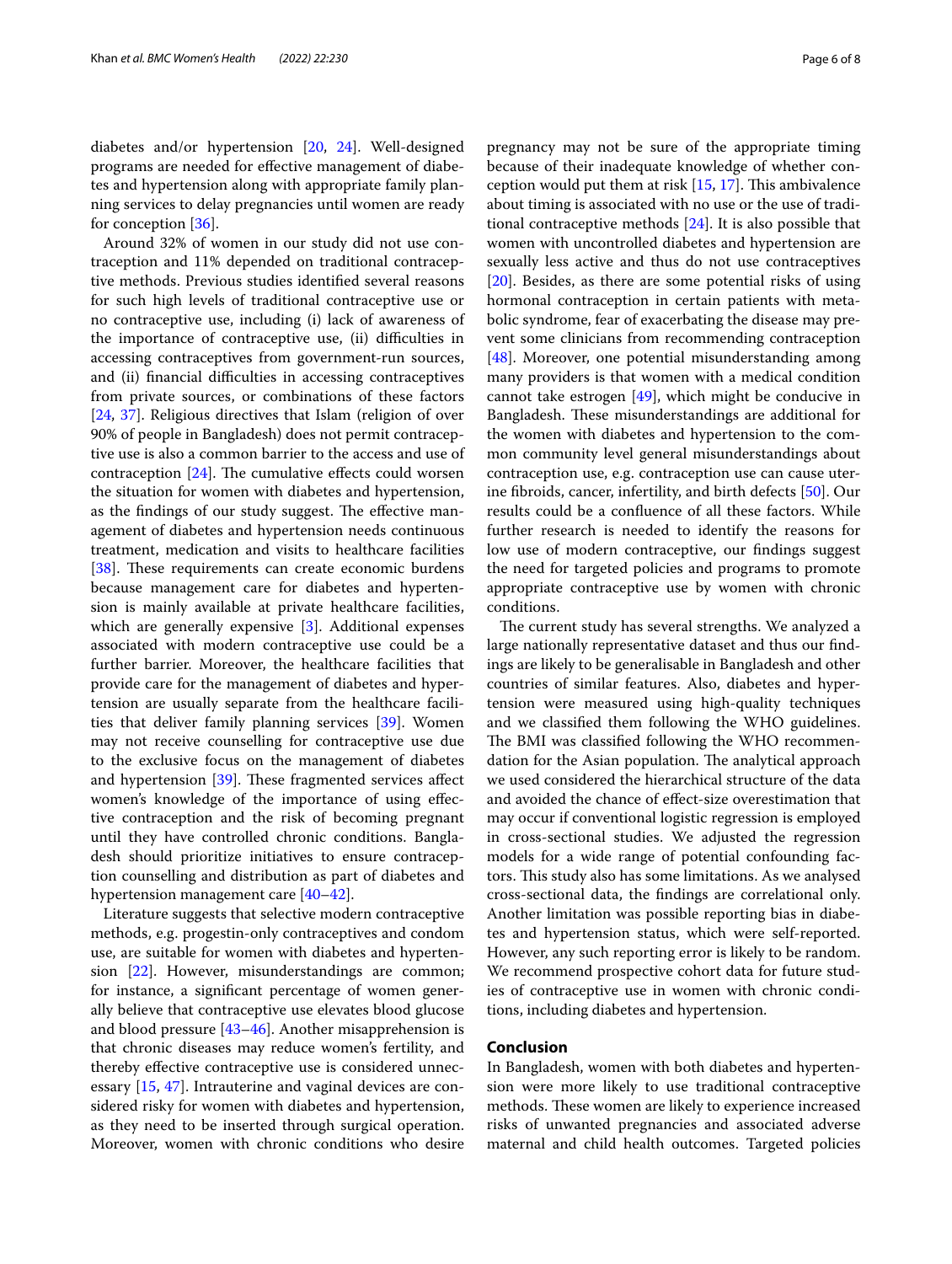diabetes and/or hypertension [20, 24]. Well-designed programs are needed for effective management of diabetes and hypertension along with appropriate family planning services to delay pregnancies until women are ready for conception [36].

Around 32% of women in our study did not use contraception and 11% depended on traditional contraceptive methods. Previous studies identified several reasons for such high levels of traditional contraceptive use or no contraceptive use, including (i) lack of awareness of the importance of contraceptive use, (ii) difficulties in accessing contraceptives from government-run sources, and (ii) financial difficulties in accessing contraceptives from private sources, or combinations of these factors [24, 37]. Religious directives that Islam (religion of over 90% of people in Bangladesh) does not permit contraceptive use is also a common barrier to the access and use of contraception [24]. The cumulative effects could worsen the situation for women with diabetes and hypertension, as the findings of our study suggest. The effective management of diabetes and hypertension needs continuous treatment, medication and visits to healthcare facilities [38]. These requirements can create economic burdens because management care for diabetes and hypertension is mainly available at private healthcare facilities, which are generally expensive [3]. Additional expenses associated with modern contraceptive use could be a further barrier. Moreover, the healthcare facilities that provide care for the management of diabetes and hypertension are usually separate from the healthcare facilities that deliver family planning services [39]. Women may not receive counselling for contraceptive use due to the exclusive focus on the management of diabetes and hypertension [39]. These fragmented services affect women's knowledge of the importance of using effective contraception and the risk of becoming pregnant until they have controlled chronic conditions. Bangladesh should prioritize initiatives to ensure contraception counselling and distribution as part of diabetes and hypertension management care [40–42].

Literature suggests that selective modern contraceptive methods, e.g. progestin-only contraceptives and condom use, are suitable for women with diabetes and hypertension [22]. However, misunderstandings are common; for instance, a significant percentage of women generally believe that contraceptive use elevates blood glucose and blood pressure [43–46]. Another misapprehension is that chronic diseases may reduce women's fertility, and thereby effective contraceptive use is considered unnecessary [15, 47]. Intrauterine and vaginal devices are considered risky for women with diabetes and hypertension, as they need to be inserted through surgical operation. Moreover, women with chronic conditions who desire pregnancy may not be sure of the appropriate timing because of their inadequate knowledge of whether conception would put them at risk [15, 17]. This ambivalence about timing is associated with no use or the use of traditional contraceptive methods [24]. It is also possible that women with uncontrolled diabetes and hypertension are sexually less active and thus do not use contraceptives [20]. Besides, as there are some potential risks of using hormonal contraception in certain patients with metabolic syndrome, fear of exacerbating the disease may prevent some clinicians from recommending contraception [48]. Moreover, one potential misunderstanding among many providers is that women with a medical condition cannot take estrogen [49], which might be conducive in Bangladesh. These misunderstandings are additional for the women with diabetes and hypertension to the common community level general misunderstandings about contraception use, e.g. contraception use can cause uterine fibroids, cancer, infertility, and birth defects [50]. Our results could be a confluence of all these factors. While further research is needed to identify the reasons for low use of modern contraceptive, our findings suggest the need for targeted policies and programs to promote appropriate contraceptive use by women with chronic conditions.

The current study has several strengths. We analyzed a large nationally representative dataset and thus our findings are likely to be generalisable in Bangladesh and other countries of similar features. Also, diabetes and hypertension were measured using high-quality techniques and we classified them following the WHO guidelines. The BMI was classified following the WHO recommendation for the Asian population. The analytical approach we used considered the hierarchical structure of the data and avoided the chance of effect-size overestimation that may occur if conventional logistic regression is employed in cross-sectional studies. We adjusted the regression models for a wide range of potential confounding factors. This study also has some limitations. As we analysed cross-sectional data, the findings are correlational only. Another limitation was possible reporting bias in diabetes and hypertension status, which were self-reported. However, any such reporting error is likely to be random. We recommend prospective cohort data for future studies of contraceptive use in women with chronic conditions, including diabetes and hypertension.

## Conclusion

In Bangladesh, women with both diabetes and hypertension were more likely to use traditional contraceptive methods. These women are likely to experience increased risks of unwanted pregnancies and associated adverse maternal and child health outcomes. Targeted policies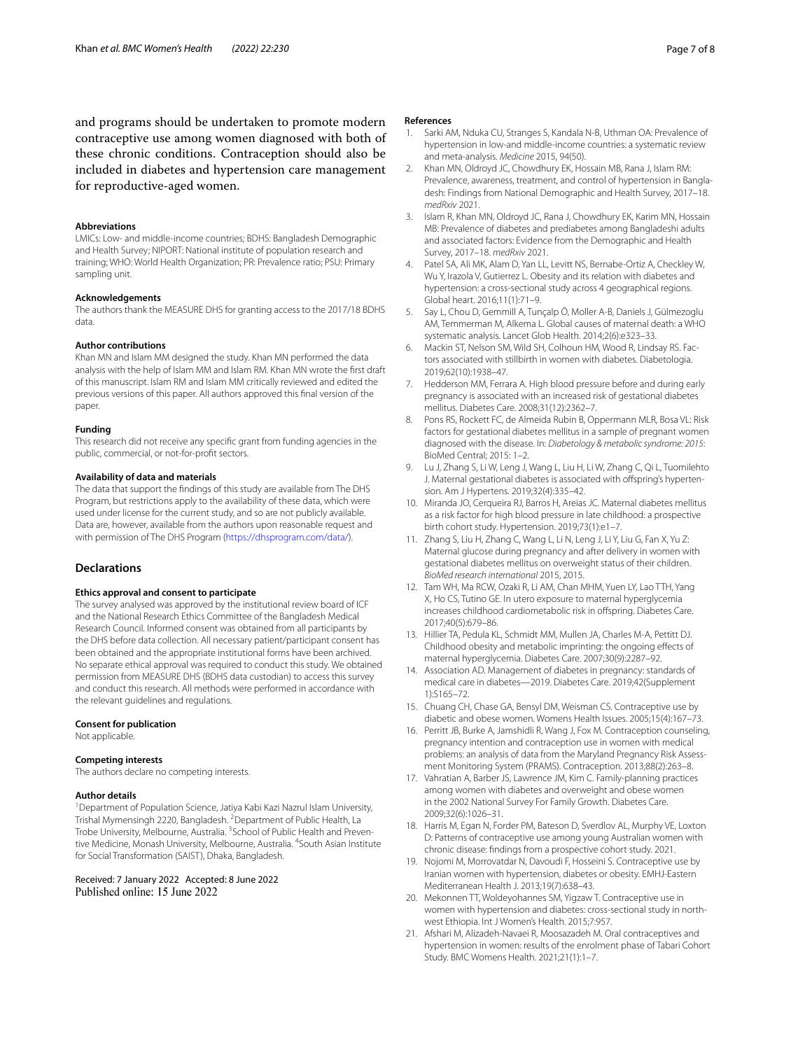and programs should be undertaken to promote modern contraceptive use among women diagnosed with both of these chronic conditions. Contraception should also be included in diabetes and hypertension care management for reproductive-aged women.

#### Abbreviations

LMICs: Low- and middle-income countries; BDHS: Bangladesh Demographic and Health Survey; NIPORT: National institute of population research and training; WHO: World Health Organization; PR: Prevalence ratio; PSU: Primary sampling unit.

#### Acknowledgements

The authors thank the MEASURE DHS for granting access to the 2017/18 BDHS data.

#### Author contributions

Khan MN and Islam MM designed the study. Khan MN performed the data analysis with the help of Islam MM and Islam RM. Khan MN wrote the first draft of this manuscript. Islam RM and Islam MM critically reviewed and edited the previous versions of this paper. All authors approved this final version of the paper.

#### Funding

This research did not receive any specific grant from funding agencies in the public, commercial, or not-for-profit sectors.

#### Availability of data and materials

The data that support the findings of this study are available from The DHS Program, but restrictions apply to the availability of these data, which were used under license for the current study, and so are not publicly available. Data are, however, available from the authors upon reasonable request and with permission of The DHS Program (https://dhsprogram.com/data/).

## Declarations

#### Ethics approval and consent to participate

The survey analysed was approved by the institutional review board of ICF and the National Research Ethics Committee of the Bangladesh Medical Research Council. Informed consent was obtained from all participants by the DHS before data collection. All necessary patient/participant consent has been obtained and the appropriate institutional forms have been archived. No separate ethical approval was required to conduct this study. We obtained permission from MEASURE DHS (BDHS data custodian) to access this survey and conduct this research. All methods were performed in accordance with the relevant guidelines and regulations.

#### Consent for publication

Not applicable.

#### Competing interests

The authors declare no competing interests.

#### Author details

[1]Department of Population Science, Jatiya Kabi Kazi Nazrul Islam University, Trishal Mymensingh 2220, Bangladesh. [2]Department of Public Health, La Trobe University, Melbourne, Australia. [3]School of Public Health and Preventive Medicine, Monash University, Melbourne, Australia. [4]South Asian Institute for Social Transformation (SAIST), Dhaka, Bangladesh.

Received: 7 January 2022 Accepted: 8 June 2022
Published online: 15 June 2022

#### References

1. Sarki AM, Nduka CU, Stranges S, Kandala N-B, Uthman OA: Prevalence of hypertension in low-and middle-income countries: a systematic review and meta-analysis. *Medicine* 2015, 94(50).
2. Khan MN, Oldroyd JC, Chowdhury EK, Hossain MB, Rana J, Islam RM: Prevalence, awareness, treatment, and control of hypertension in Bangladesh: Findings from National Demographic and Health Survey, 2017–18. *medRxiv* 2021.
3. Islam R, Khan MN, Oldroyd JC, Rana J, Chowdhury EK, Karim MN, Hossain MB: Prevalence of diabetes and prediabetes among Bangladeshi adults and associated factors: Evidence from the Demographic and Health Survey, 2017–18. *medRxiv* 2021.
4. Patel SA, Ali MK, Alam D, Yan LL, Levitt NS, Bernabe-Ortiz A, Checkley W, Wu Y, Irazola V, Gutierrez L. Obesity and its relation with diabetes and hypertension: a cross-sectional study across 4 geographical regions. Global heart. 2016;11(1):71–9.
5. Say L, Chou D, Gemmill A, Tunçalp Ö, Moller A-B, Daniels J, Gülmezoglu AM, Temmerman M, Alkema L. Global causes of maternal death: a WHO systematic analysis. Lancet Glob Health. 2014;2(6):e323–33.
6. Mackin ST, Nelson SM, Wild SH, Colhoun HM, Wood R, Lindsay RS. Factors associated with stillbirth in women with diabetes. Diabetologia. 2019;62(10):1938–47.
7. Hedderson MM, Ferrara A. High blood pressure before and during early pregnancy is associated with an increased risk of gestational diabetes mellitus. Diabetes Care. 2008;31(12):2362–7.
8. Pons RS, Rockett FC, de Almeida Rubin B, Oppermann MLR, Bosa VL: Risk factors for gestational diabetes mellitus in a sample of pregnant women diagnosed with the disease. In: *Diabetology & metabolic syndrome: 2015*: BioMed Central; 2015: 1–2.
9. Lu J, Zhang S, Li W, Leng J, Wang L, Liu H, Li W, Zhang C, Qi L, Tuomilehto J. Maternal gestational diabetes is associated with offspring's hypertension. Am J Hypertens. 2019;32(4):335–42.
10. Miranda JO, Cerqueira RJ, Barros H, Areias JC. Maternal diabetes mellitus as a risk factor for high blood pressure in late childhood: a prospective birth cohort study. Hypertension. 2019;73(1):e1–7.
11. Zhang S, Liu H, Zhang C, Wang L, Li N, Leng J, Li Y, Liu G, Fan X, Yu Z: Maternal glucose during pregnancy and after delivery in women with gestational diabetes mellitus on overweight status of their children. *BioMed research international* 2015, 2015.
12. Tam WH, Ma RCW, Ozaki R, Li AM, Chan MHM, Yuen LY, Lao TTH, Yang X, Ho CS, Tutino GE. In utero exposure to maternal hyperglycemia increases childhood cardiometabolic risk in offspring. Diabetes Care. 2017;40(5):679–86.
13. Hillier TA, Pedula KL, Schmidt MM, Mullen JA, Charles M-A, Pettitt DJ. Childhood obesity and metabolic imprinting: the ongoing effects of maternal hyperglycemia. Diabetes Care. 2007;30(9):2287–92.
14. Association AD. Management of diabetes in pregnancy: standards of medical care in diabetes—2019. Diabetes Care. 2019;42(Supplement 1):S165–72.
15. Chuang CH, Chase GA, Bensyl DM, Weisman CS. Contraceptive use by diabetic and obese women. Womens Health Issues. 2005;15(4):167–73.
16. Perritt JB, Burke A, Jamshidli R, Wang J, Fox M. Contraception counseling, pregnancy intention and contraception use in women with medical problems: an analysis of data from the Maryland Pregnancy Risk Assessment Monitoring System (PRAMS). Contraception. 2013;88(2):263–8.
17. Vahratian A, Barber JS, Lawrence JM, Kim C. Family-planning practices among women with diabetes and overweight and obese women in the 2002 National Survey For Family Growth. Diabetes Care. 2009;32(6):1026–31.
18. Harris M, Egan N, Forder PM, Bateson D, Sverdlov AL, Murphy VE, Loxton D: Patterns of contraceptive use among young Australian women with chronic disease: findings from a prospective cohort study. 2021.
19. Nojomi M, Morrovatdar N, Davoudi F, Hosseini S. Contraceptive use by Iranian women with hypertension, diabetes or obesity. EMHJ-Eastern Mediterranean Health J. 2013;19(7):638–43.
20. Mekonnen TT, Woldeyohannes SM, Yigzaw T. Contraceptive use in women with hypertension and diabetes: cross-sectional study in northwest Ethiopia. Int J Women's Health. 2015;7:957.
21. Afshari M, Alizadeh-Navaei R, Moosazadeh M. Oral contraceptives and hypertension in women: results of the enrolment phase of Tabari Cohort Study. BMC Womens Health. 2021;21(1):1–7.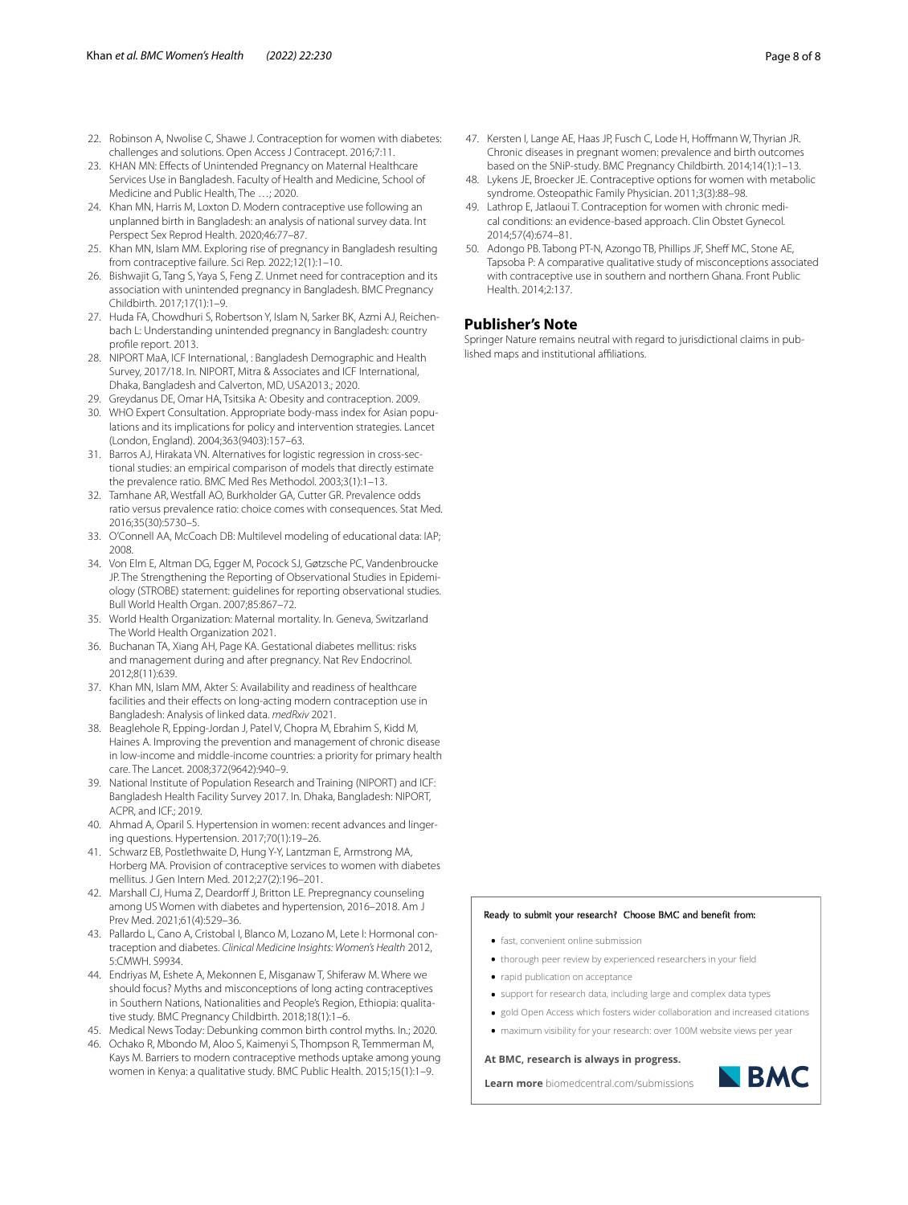22. Robinson A, Nwolise C, Shawe J. Contraception for women with diabetes: challenges and solutions. Open Access J Contracept. 2016;7:11.
23. KHAN MN: Effects of Unintended Pregnancy on Maternal Healthcare Services Use in Bangladesh. Faculty of Health and Medicine, School of Medicine and Public Health, The …; 2020.
24. Khan MN, Harris M, Loxton D. Modern contraceptive use following an unplanned birth in Bangladesh: an analysis of national survey data. Int Perspect Sex Reprod Health. 2020;46:77–87.
25. Khan MN, Islam MM. Exploring rise of pregnancy in Bangladesh resulting from contraceptive failure. Sci Rep. 2022;12(1):1–10.
26. Bishwajit G, Tang S, Yaya S, Feng Z. Unmet need for contraception and its association with unintended pregnancy in Bangladesh. BMC Pregnancy Childbirth. 2017;17(1):1–9.
27. Huda FA, Chowdhuri S, Robertson Y, Islam N, Sarker BK, Azmi AJ, Reichenbach L: Understanding unintended pregnancy in Bangladesh: country profile report. 2013.
28. NIPORT MaA, ICF International, : Bangladesh Demographic and Health Survey, 2017/18. In. NIPORT, Mitra & Associates and ICF International, Dhaka, Bangladesh and Calverton, MD, USA2013.; 2020.
29. Greydanus DE, Omar HA, Tsitsika A: Obesity and contraception. 2009.
30. WHO Expert Consultation. Appropriate body-mass index for Asian populations and its implications for policy and intervention strategies. Lancet (London, England). 2004;363(9403):157–63.
31. Barros AJ, Hirakata VN. Alternatives for logistic regression in cross-sectional studies: an empirical comparison of models that directly estimate the prevalence ratio. BMC Med Res Methodol. 2003;3(1):1–13.
32. Tamhane AR, Westfall AO, Burkholder GA, Cutter GR. Prevalence odds ratio versus prevalence ratio: choice comes with consequences. Stat Med. 2016;35(30):5730–5.
33. O'Connell AA, McCoach DB: Multilevel modeling of educational data: IAP; 2008.
34. Von Elm E, Altman DG, Egger M, Pocock SJ, Gøtzsche PC, Vandenbroucke JP. The Strengthening the Reporting of Observational Studies in Epidemiology (STROBE) statement: guidelines for reporting observational studies. Bull World Health Organ. 2007;85:867–72.
35. World Health Organization: Maternal mortality. In. Geneva, Switzarland The World Health Organization 2021.
36. Buchanan TA, Xiang AH, Page KA. Gestational diabetes mellitus: risks and management during and after pregnancy. Nat Rev Endocrinol. 2012;8(11):639.
37. Khan MN, Islam MM, Akter S: Availability and readiness of healthcare facilities and their effects on long-acting modern contraception use in Bangladesh: Analysis of linked data. *medRxiv* 2021.
38. Beaglehole R, Epping-Jordan J, Patel V, Chopra M, Ebrahim S, Kidd M, Haines A. Improving the prevention and management of chronic disease in low-income and middle-income countries: a priority for primary health care. The Lancet. 2008;372(9642):940–9.
39. National Institute of Population Research and Training (NIPORT) and ICF: Bangladesh Health Facility Survey 2017. In. Dhaka, Bangladesh: NIPORT, ACPR, and ICF.; 2019.
40. Ahmad A, Oparil S. Hypertension in women: recent advances and lingering questions. Hypertension. 2017;70(1):19–26.
41. Schwarz EB, Postlethwaite D, Hung Y-Y, Lantzman E, Armstrong MA, Horberg MA. Provision of contraceptive services to women with diabetes mellitus. J Gen Intern Med. 2012;27(2):196–201.
42. Marshall CJ, Huma Z, Deardorff J, Britton LE. Prepregnancy counseling among US Women with diabetes and hypertension, 2016–2018. Am J Prev Med. 2021;61(4):529–36.
43. Pallardo L, Cano A, Cristobal I, Blanco M, Lozano M, Lete I: Hormonal contraception and diabetes. *Clinical Medicine Insights: Women's Health* 2012, 5:CMWH. S9934.
44. Endriyas M, Eshete A, Mekonnen E, Misganaw T, Shiferaw M. Where we should focus? Myths and misconceptions of long acting contraceptives in Southern Nations, Nationalities and People's Region, Ethiopia: qualitative study. BMC Pregnancy Childbirth. 2018;18(1):1–6.
45. Medical News Today: Debunking common birth control myths. In.; 2020.
46. Ochako R, Mbondo M, Aloo S, Kaimenyi S, Thompson R, Temmerman M, Kays M. Barriers to modern contraceptive methods uptake among young women in Kenya: a qualitative study. BMC Public Health. 2015;15(1):1–9.
47. Kersten I, Lange AE, Haas JP, Fusch C, Lode H, Hoffmann W, Thyrian JR. Chronic diseases in pregnant women: prevalence and birth outcomes based on the SNiP-study. BMC Pregnancy Childbirth. 2014;14(1):1–13.
48. Lykens JE, Broecker JE. Contraceptive options for women with metabolic syndrome. Osteopathic Family Physician. 2011;3(3):88–98.
49. Lathrop E, Jatlaoui T. Contraception for women with chronic medical conditions: an evidence-based approach. Clin Obstet Gynecol. 2014;57(4):674–81.
50. Adongo PB. Tabong PT-N, Azongo TB, Phillips JF, Sheff MC, Stone AE, Tapsoba P: A comparative qualitative study of misconceptions associated with contraceptive use in southern and northern Ghana. Front Public Health. 2014;2:137.

## Publisher's Note

Springer Nature remains neutral with regard to jurisdictional claims in published maps and institutional affiliations.

Ready to submit your research? Choose BMC and benefit from:

- fast, convenient online submission
- thorough peer review by experienced researchers in your field
- rapid publication on acceptance
- support for research data, including large and complex data types
- gold Open Access which fosters wider collaboration and increased citations
- maximum visibility for your research: over 100M website views per year

**At BMC, research is always in progress.**

**Learn more** biomedcentral.com/submissions

BMC